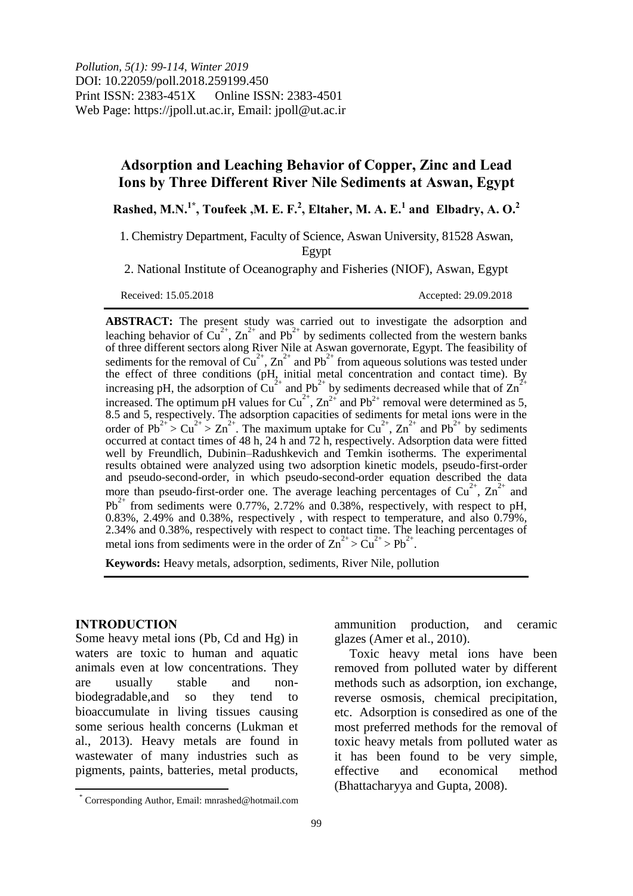*Pollution, 5(1): 99-114, Winter 2019*
DOI: 10.22059/poll.2018.259199.450
Print ISSN: 2383-451X  Online ISSN: 2383-4501
Web Page: https://jpoll.ut.ac.ir, Email: jpoll@ut.ac.ir

# Adsorption and Leaching Behavior of Copper, Zinc and Lead Ions by Three Different River Nile Sediments at Aswan, Egypt

**Rashed, M.N.[1*], Toufeek ,M. E. F.[2], Eltaher, M. A. E.[1] and Elbadry, A. O.[2]**

1. Chemistry Department, Faculty of Science, Aswan University, 81528 Aswan, Egypt

2. National Institute of Oceanography and Fisheries (NIOF), Aswan, Egypt

Received: 15.05.2018 Accepted: 29.09.2018

**ABSTRACT:** The present study was carried out to investigate the adsorption and leaching behavior of $Cu^{2+}$, $Zn^{2+}$ and $Pb^{2+}$ by sediments collected from the western banks of three different sectors along River Nile at Aswan governorate, Egypt. The feasibility of sediments for the removal of $Cu^{2+}$, $Zn^{2+}$ and $Pb^{2+}$ from aqueous solutions was tested under the effect of three conditions (pH, initial metal concentration and contact time). By increasing pH, the adsorption of $Cu^{2+}$ and $Pb^{2+}$ by sediments decreased while that of $Zn^{2+}$ increased. The optimum pH values for $Cu^{2+}$, $Zn^{2+}$ and $Pb^{2+}$ removal were determined as 5, 8.5 and 5, respectively. The adsorption capacities of sediments for metal ions were in the order of $Pb^{2+} > Cu^{2+} > Zn^{2+}$. The maximum uptake for $Cu^{2+}$, $Zn^{2+}$ and $Pb^{2+}$ by sediments occurred at contact times of 48 h, 24 h and 72 h, respectively. Adsorption data were fitted well by Freundlich, Dubinin–Radushkevich and Temkin isotherms. The experimental results obtained were analyzed using two adsorption kinetic models, pseudo-first-order and pseudo-second-order, in which pseudo-second-order equation described the data more than pseudo-first-order one. The average leaching percentages of $Cu^{2+}$, $Zn^{2+}$ and $Pb^{2+}$ from sediments were 0.77%, 2.72% and 0.38%, respectively, with respect to pH, 0.83%, 2.49% and 0.38%, respectively , with respect to temperature, and also 0.79%, 2.34% and 0.38%, respectively with respect to contact time. The leaching percentages of metal ions from sediments were in the order of $Zn^{2+} > Cu^{2+} > Pb^{2+}$.

**Keywords:** Heavy metals, adsorption, sediments, River Nile, pollution

## INTRODUCTION

Some heavy metal ions (Pb, Cd and Hg) in waters are toxic to human and aquatic animals even at low concentrations. They are usually stable and non-biodegradable,and so they tend to bioaccumulate in living tissues causing some serious health concerns (Lukman et al., 2013). Heavy metals are found in wastewater of many industries such as pigments, paints, batteries, metal products, ammunition production, and ceramic glazes (Amer et al., 2010).

Toxic heavy metal ions have been removed from polluted water by different methods such as adsorption, ion exchange, reverse osmosis, chemical precipitation, etc. Adsorption is consedired as one of the most preferred methods for the removal of toxic heavy metals from polluted water as it has been found to be very simple, effective and economical method (Bhattacharyya and Gupta, 2008).

[*] Corresponding Author, Email: mnrashed@hotmail.com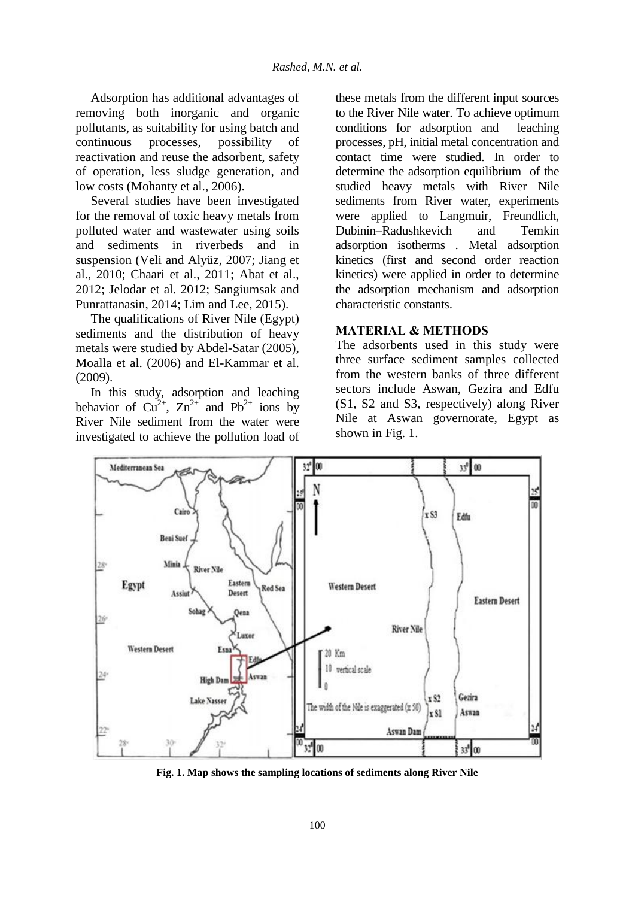Adsorption has additional advantages of removing both inorganic and organic pollutants, as suitability for using batch and continuous processes, possibility of reactivation and reuse the adsorbent, safety of operation, less sludge generation, and low costs (Mohanty et al., 2006).

Several studies have been investigated for the removal of toxic heavy metals from polluted water and wastewater using soils and sediments in riverbeds and in suspension (Veli and Alyüz, 2007; Jiang et al., 2010; Chaari et al., 2011; Abat et al., 2012; Jelodar et al. 2012; Sangiumsak and Punrattanasin, 2014; Lim and Lee, 2015).

The qualifications of River Nile (Egypt) sediments and the distribution of heavy metals were studied by Abdel-Satar (2005), Moalla et al. (2006) and El-Kammar et al. (2009).

In this study, adsorption and leaching behavior of $Cu^{2+}$, $Zn^{2+}$ and $Pb^{2+}$ ions by River Nile sediment from the water were investigated to achieve the pollution load of these metals from the different input sources to the River Nile water. To achieve optimum conditions for adsorption and leaching processes, pH, initial metal concentration and contact time were studied. In order to determine the adsorption equilibrium of the studied heavy metals with River Nile sediments from River water, experiments were applied to Langmuir, Freundlich, Dubinin–Radushkevich and Temkin adsorption isotherms . Metal adsorption kinetics (first and second order reaction kinetics) were applied in order to determine the adsorption mechanism and adsorption characteristic constants.

## MATERIAL & METHODS

The adsorbents used in this study were three surface sediment samples collected from the western banks of three different sectors include Aswan, Gezira and Edfu (S1, S2 and S3, respectively) along River Nile at Aswan governorate, Egypt as shown in Fig. 1.

**Fig. 1. Map shows the sampling locations of sediments along River Nile**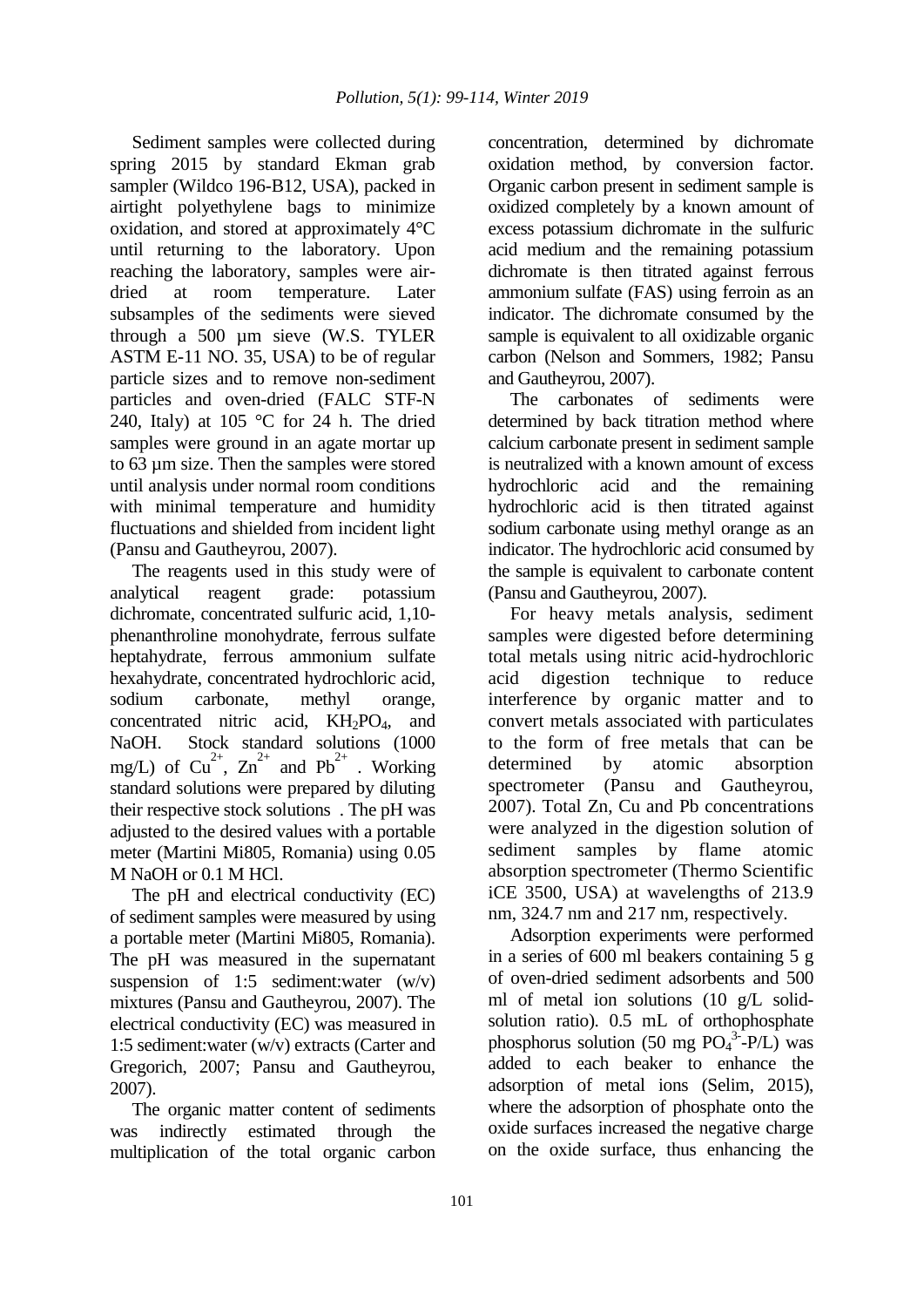Sediment samples were collected during spring 2015 by standard Ekman grab sampler (Wildco 196-B12, USA), packed in airtight polyethylene bags to minimize oxidation, and stored at approximately 4°C until returning to the laboratory. Upon reaching the laboratory, samples were air-dried at room temperature. Later subsamples of the sediments were sieved through a 500 µm sieve (W.S. TYLER ASTM E-11 NO. 35, USA) to be of regular particle sizes and to remove non-sediment particles and oven-dried (FALC STF-N 240, Italy) at 105 °C for 24 h. The dried samples were ground in an agate mortar up to 63 µm size. Then the samples were stored until analysis under normal room conditions with minimal temperature and humidity fluctuations and shielded from incident light (Pansu and Gautheyrou, 2007).

The reagents used in this study were of analytical reagent grade: potassium dichromate, concentrated sulfuric acid, 1,10-phenanthroline monohydrate, ferrous sulfate heptahydrate, ferrous ammonium sulfate hexahydrate, concentrated hydrochloric acid, sodium carbonate, methyl orange, concentrated nitric acid, $KH_2PO_4$, and NaOH. Stock standard solutions (1000 mg/L) of $Cu^{2+}$, $Zn^{2+}$ and $Pb^{2+}$ . Working standard solutions were prepared by diluting their respective stock solutions . The pH was adjusted to the desired values with a portable meter (Martini Mi805, Romania) using 0.05 M NaOH or 0.1 M HCl.

The pH and electrical conductivity (EC) of sediment samples were measured by using a portable meter (Martini Mi805, Romania). The pH was measured in the supernatant suspension of 1:5 sediment:water (w/v) mixtures (Pansu and Gautheyrou, 2007). The electrical conductivity (EC) was measured in 1:5 sediment:water (w/v) extracts (Carter and Gregorich, 2007; Pansu and Gautheyrou, 2007).

The organic matter content of sediments was indirectly estimated through the multiplication of the total organic carbon concentration, determined by dichromate oxidation method, by conversion factor. Organic carbon present in sediment sample is oxidized completely by a known amount of excess potassium dichromate in the sulfuric acid medium and the remaining potassium dichromate is then titrated against ferrous ammonium sulfate (FAS) using ferroin as an indicator. The dichromate consumed by the sample is equivalent to all oxidizable organic carbon (Nelson and Sommers, 1982; Pansu and Gautheyrou, 2007).

The carbonates of sediments were determined by back titration method where calcium carbonate present in sediment sample is neutralized with a known amount of excess hydrochloric acid and the remaining hydrochloric acid is then titrated against sodium carbonate using methyl orange as an indicator. The hydrochloric acid consumed by the sample is equivalent to carbonate content (Pansu and Gautheyrou, 2007).

For heavy metals analysis, sediment samples were digested before determining total metals using nitric acid-hydrochloric acid digestion technique to reduce interference by organic matter and to convert metals associated with particulates to the form of free metals that can be determined by atomic absorption spectrometer (Pansu and Gautheyrou, 2007). Total Zn, Cu and Pb concentrations were analyzed in the digestion solution of sediment samples by flame atomic absorption spectrometer (Thermo Scientific iCE 3500, USA) at wavelengths of 213.9 nm, 324.7 nm and 217 nm, respectively.

Adsorption experiments were performed in a series of 600 ml beakers containing 5 g of oven-dried sediment adsorbents and 500 ml of metal ion solutions (10 g/L solid-solution ratio). 0.5 mL of orthophosphate phosphorus solution (50 mg $PO_4^{3-}$-P/L) was added to each beaker to enhance the adsorption of metal ions (Selim, 2015), where the adsorption of phosphate onto the oxide surfaces increased the negative charge on the oxide surface, thus enhancing the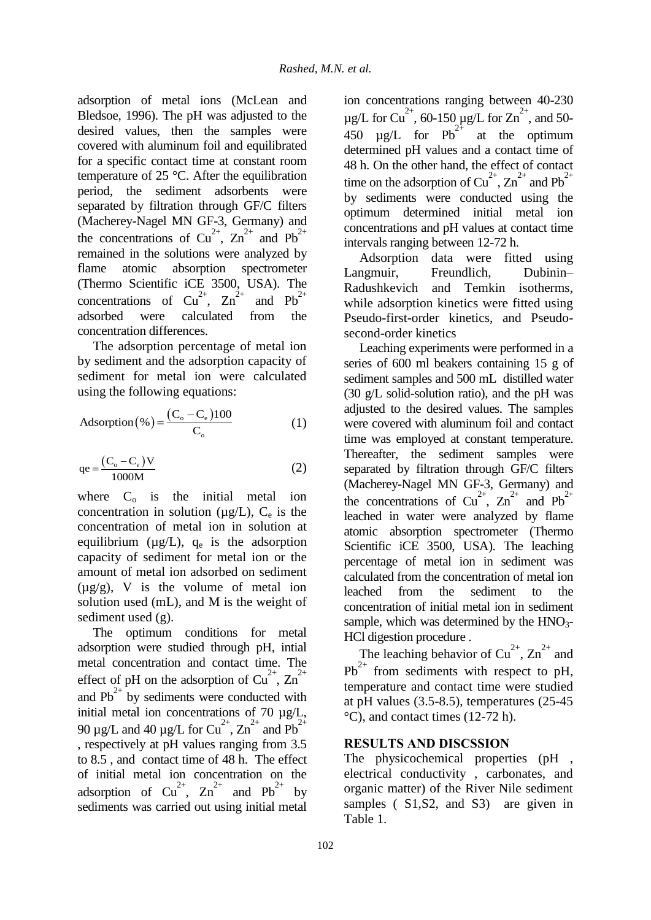adsorption of metal ions (McLean and Bledsoe, 1996). The pH was adjusted to the desired values, then the samples were covered with aluminum foil and equilibrated for a specific contact time at constant room temperature of 25 °C. After the equilibration period, the sediment adsorbents were separated by filtration through GF/C filters (Macherey-Nagel MN GF-3, Germany) and the concentrations of $Cu^{2+}$, $Zn^{2+}$ and $Pb^{2+}$ remained in the solutions were analyzed by flame atomic absorption spectrometer (Thermo Scientific iCE 3500, USA). The concentrations of $Cu^{2+}$, $Zn^{2+}$ and $Pb^{2+}$ adsorbed were calculated from the concentration differences.

The adsorption percentage of metal ion by sediment and the adsorption capacity of sediment for metal ion were calculated using the following equations:

$$\text{Adsorption}(\%) = \frac{(C_o - C_e)100}{C_o} \quad (1)$$

$$qe = \frac{(C_o - C_e)V}{1000M} \quad (2)$$

where $C_o$ is the initial metal ion concentration in solution (µg/L), $C_e$ is the concentration of metal ion in solution at equilibrium (µg/L), $q_e$ is the adsorption capacity of sediment for metal ion or the amount of metal ion adsorbed on sediment (µg/g), V is the volume of metal ion solution used (mL), and M is the weight of sediment used (g).

The optimum conditions for metal adsorption were studied through pH, intial metal concentration and contact time. The effect of pH on the adsorption of $Cu^{2+}$, $Zn^{2+}$ and $Pb^{2+}$ by sediments were conducted with initial metal ion concentrations of 70 µg/L, 90 µg/L and 40 µg/L for $Cu^{2+}$, $Zn^{2+}$ and $Pb^{2+}$, respectively at pH values ranging from 3.5 to 8.5 , and contact time of 48 h. The effect of initial metal ion concentration on the adsorption of $Cu^{2+}$, $Zn^{2+}$ and $Pb^{2+}$ by sediments was carried out using initial metal ion concentrations ranging between 40-230 µg/L for $Cu^{2+}$, 60-150 µg/L for $Zn^{2+}$, and 50-450 µg/L for $Pb^{2+}$ at the optimum determined pH values and a contact time of 48 h. On the other hand, the effect of contact time on the adsorption of $Cu^{2+}$, $Zn^{2+}$ and $Pb^{2+}$ by sediments were conducted using the optimum determined initial metal ion concentrations and pH values at contact time intervals ranging between 12-72 h.

Adsorption data were fitted using Langmuir, Freundlich, Dubinin–Radushkevich and Temkin isotherms, while adsorption kinetics were fitted using Pseudo-first-order kinetics, and Pseudo-second-order kinetics

Leaching experiments were performed in a series of 600 ml beakers containing 15 g of sediment samples and 500 mL distilled water (30 g/L solid-solution ratio), and the pH was adjusted to the desired values. The samples were covered with aluminum foil and contact time was employed at constant temperature. Thereafter, the sediment samples were separated by filtration through GF/C filters (Macherey-Nagel MN GF-3, Germany) and the concentrations of $Cu^{2+}$, $Zn^{2+}$ and $Pb^{2+}$ leached in water were analyzed by flame atomic absorption spectrometer (Thermo Scientific iCE 3500, USA). The leaching percentage of metal ion in sediment was calculated from the concentration of metal ion leached from the sediment to the concentration of initial metal ion in sediment sample, which was determined by the $HNO_3$-HCl digestion procedure .

The leaching behavior of $Cu^{2+}$, $Zn^{2+}$ and $Pb^{2+}$ from sediments with respect to pH, temperature and contact time were studied at pH values (3.5-8.5), temperatures (25-45 °C), and contact times (12-72 h).

## RESULTS AND DISCSSION

The physicochemical properties (pH , electrical conductivity , carbonates, and organic matter) of the River Nile sediment samples ( S1,S2, and S3) are given in Table 1.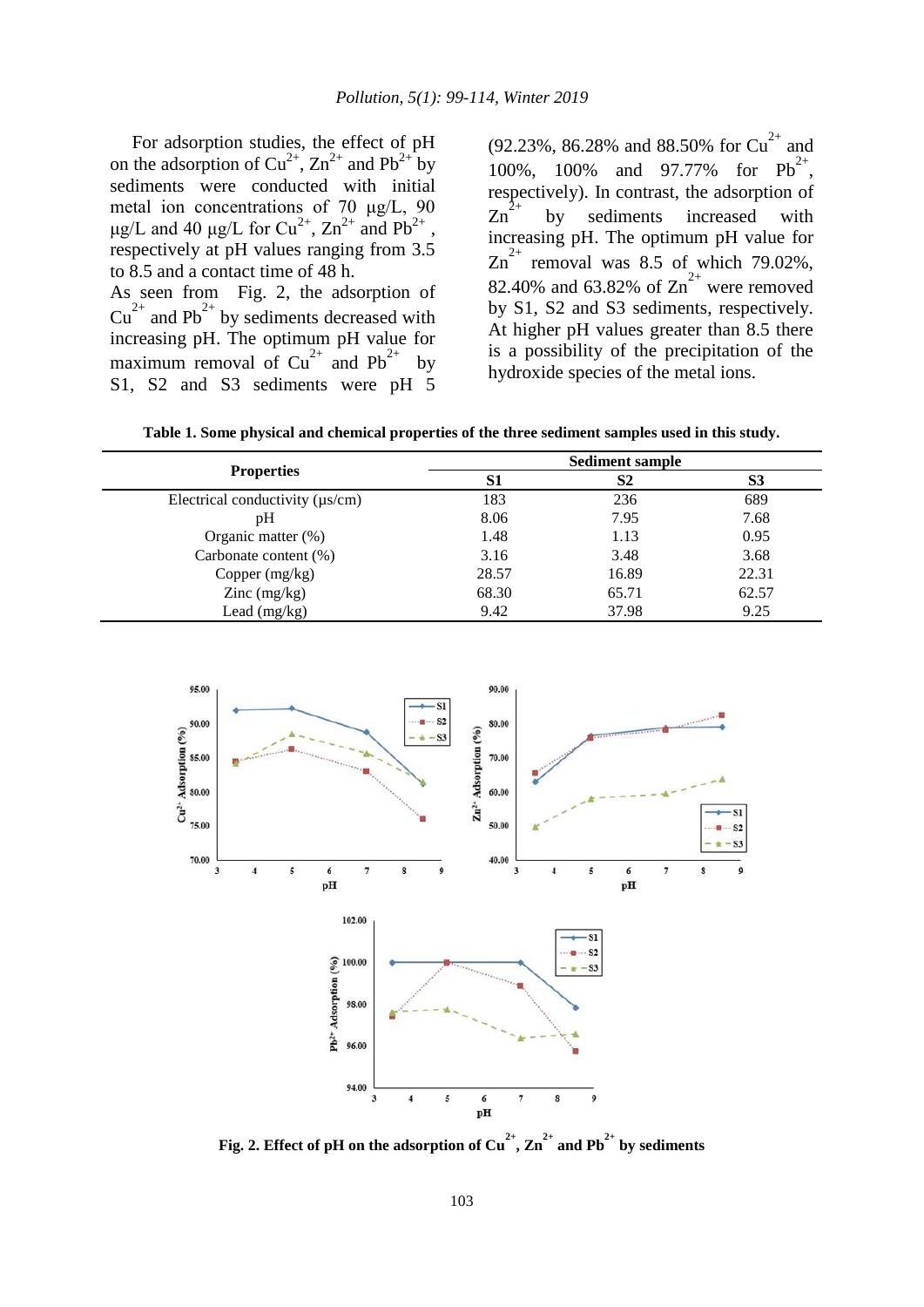For adsorption studies, the effect of pH on the adsorption of $Cu^{2+}$, $Zn^{2+}$ and $Pb^{2+}$ by sediments were conducted with initial metal ion concentrations of 70 μg/L, 90 μg/L and 40 μg/L for $Cu^{2+}$, $Zn^{2+}$ and $Pb^{2+}$, respectively at pH values ranging from 3.5 to 8.5 and a contact time of 48 h.

As seen from Fig. 2, the adsorption of $Cu^{2+}$ and $Pb^{2+}$ by sediments decreased with increasing pH. The optimum pH value for maximum removal of $Cu^{2+}$ and $Pb^{2+}$ by S1, S2 and S3 sediments were pH 5 (92.23%, 86.28% and 88.50% for $Cu^{2+}$ and 100%, 100% and 97.77% for $Pb^{2+}$, respectively). In contrast, the adsorption of $Zn^{2+}$ by sediments increased with increasing pH. The optimum pH value for $Zn^{2+}$ removal was 8.5 of which 79.02%, 82.40% and 63.82% of $Zn^{2+}$ were removed by S1, S2 and S3 sediments, respectively. At higher pH values greater than 8.5 there is a possibility of the precipitation of the hydroxide species of the metal ions.

**Table 1. Some physical and chemical properties of the three sediment samples used in this study.**

| Properties | Sediment sample | | |
|---|---|---|---|
| | S1 | S2 | S3 |
| Electrical conductivity (μs/cm) | 183 | 236 | 689 |
| pH | 8.06 | 7.95 | 7.68 |
| Organic matter (%) | 1.48 | 1.13 | 0.95 |
| Carbonate content (%) | 3.16 | 3.48 | 3.68 |
| Copper (mg/kg) | 28.57 | 16.89 | 22.31 |
| Zinc (mg/kg) | 68.30 | 65.71 | 62.57 |
| Lead (mg/kg) | 9.42 | 37.98 | 9.25 |

**Fig. 2. Effect of pH on the adsorption of $Cu^{2+}$, $Zn^{2+}$ and $Pb^{2+}$ by sediments**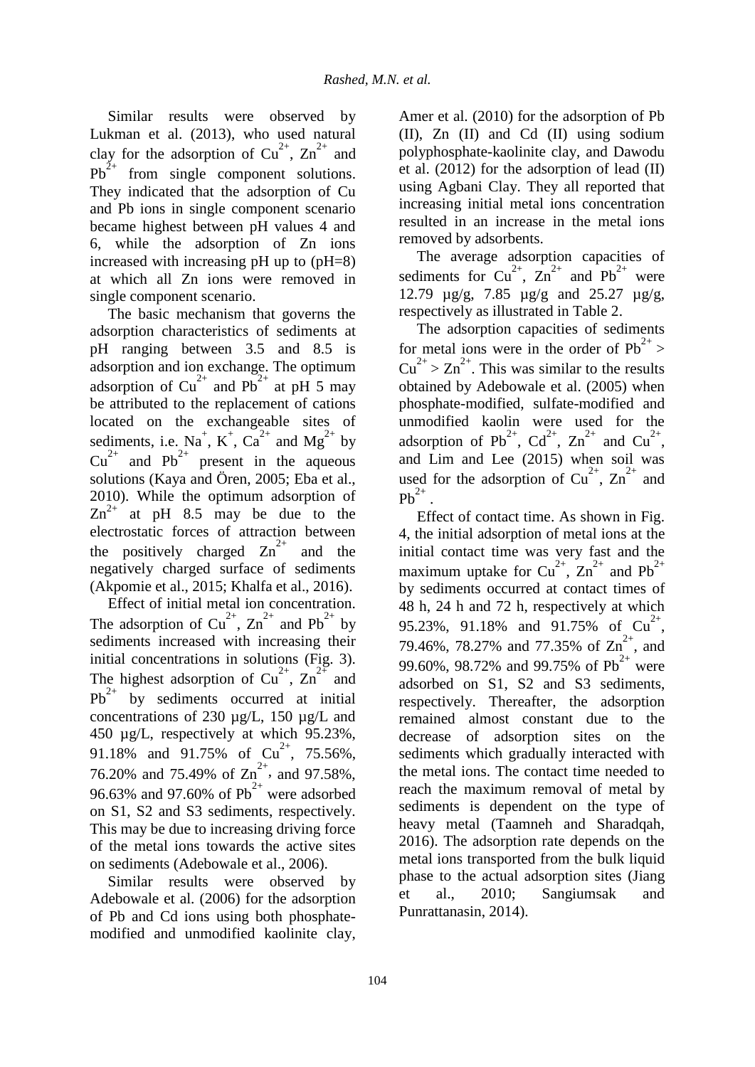Similar results were observed by Lukman et al. (2013), who used natural clay for the adsorption of $Cu^{2+}$, $Zn^{2+}$ and $Pb^{2+}$ from single component solutions. They indicated that the adsorption of Cu and Pb ions in single component scenario became highest between pH values 4 and 6, while the adsorption of Zn ions increased with increasing pH up to (pH=8) at which all Zn ions were removed in single component scenario.

The basic mechanism that governs the adsorption characteristics of sediments at pH ranging between 3.5 and 8.5 is adsorption and ion exchange. The optimum adsorption of $Cu^{2+}$ and $Pb^{2+}$ at pH 5 may be attributed to the replacement of cations located on the exchangeable sites of sediments, i.e. $Na^{+}$, $K^{+}$, $Ca^{2+}$ and $Mg^{2+}$ by $Cu^{2+}$ and $Pb^{2+}$ present in the aqueous solutions (Kaya and Ören, 2005; Eba et al., 2010). While the optimum adsorption of $Zn^{2+}$ at pH 8.5 may be due to the electrostatic forces of attraction between the positively charged $Zn^{2+}$ and the negatively charged surface of sediments (Akpomie et al., 2015; Khalfa et al., 2016).

Effect of initial metal ion concentration. The adsorption of $Cu^{2+}$, $Zn^{2+}$ and $Pb^{2+}$ by sediments increased with increasing their initial concentrations in solutions (Fig. 3). The highest adsorption of $Cu^{2+}$, $Zn^{2+}$ and $Pb^{2+}$ by sediments occurred at initial concentrations of 230 µg/L, 150 µg/L and 450 µg/L, respectively at which 95.23%, 91.18% and 91.75% of $Cu^{2+}$, 75.56%, 76.20% and 75.49% of $Zn^{2+}$, and 97.58%, 96.63% and 97.60% of $Pb^{2+}$ were adsorbed on S1, S2 and S3 sediments, respectively. This may be due to increasing driving force of the metal ions towards the active sites on sediments (Adebowale et al., 2006).

Similar results were observed by Adebowale et al. (2006) for the adsorption of Pb and Cd ions using both phosphate-modified and unmodified kaolinite clay, Amer et al. (2010) for the adsorption of Pb (II), Zn (II) and Cd (II) using sodium polyphosphate-kaolinite clay, and Dawodu et al. (2012) for the adsorption of lead (II) using Agbani Clay. They all reported that increasing initial metal ions concentration resulted in an increase in the metal ions removed by adsorbents.

The average adsorption capacities of sediments for $Cu^{2+}$, $Zn^{2+}$ and $Pb^{2+}$ were 12.79 µg/g, 7.85 µg/g and 25.27 µg/g, respectively as illustrated in Table 2.

The adsorption capacities of sediments for metal ions were in the order of $Pb^{2+} > Cu^{2+} > Zn^{2+}$. This was similar to the results obtained by Adebowale et al. (2005) when phosphate-modified, sulfate-modified and unmodified kaolin were used for the adsorption of $Pb^{2+}$, $Cd^{2+}$, $Zn^{2+}$ and $Cu^{2+}$, and Lim and Lee (2015) when soil was used for the adsorption of $Cu^{2+}$, $Zn^{2+}$ and $Pb^{2+}$.

Effect of contact time. As shown in Fig. 4, the initial adsorption of metal ions at the initial contact time was very fast and the maximum uptake for $Cu^{2+}$, $Zn^{2+}$ and $Pb^{2+}$ by sediments occurred at contact times of 48 h, 24 h and 72 h, respectively at which 95.23%, 91.18% and 91.75% of $Cu^{2+}$, 79.46%, 78.27% and 77.35% of $Zn^{2+}$, and 99.60%, 98.72% and 99.75% of $Pb^{2+}$ were adsorbed on S1, S2 and S3 sediments, respectively. Thereafter, the adsorption remained almost constant due to the decrease of adsorption sites on the sediments which gradually interacted with the metal ions. The contact time needed to reach the maximum removal of metal by sediments is dependent on the type of heavy metal (Taamneh and Sharadqah, 2016). The adsorption rate depends on the metal ions transported from the bulk liquid phase to the actual adsorption sites (Jiang et al., 2010; Sangiumsak and Punrattanasin, 2014).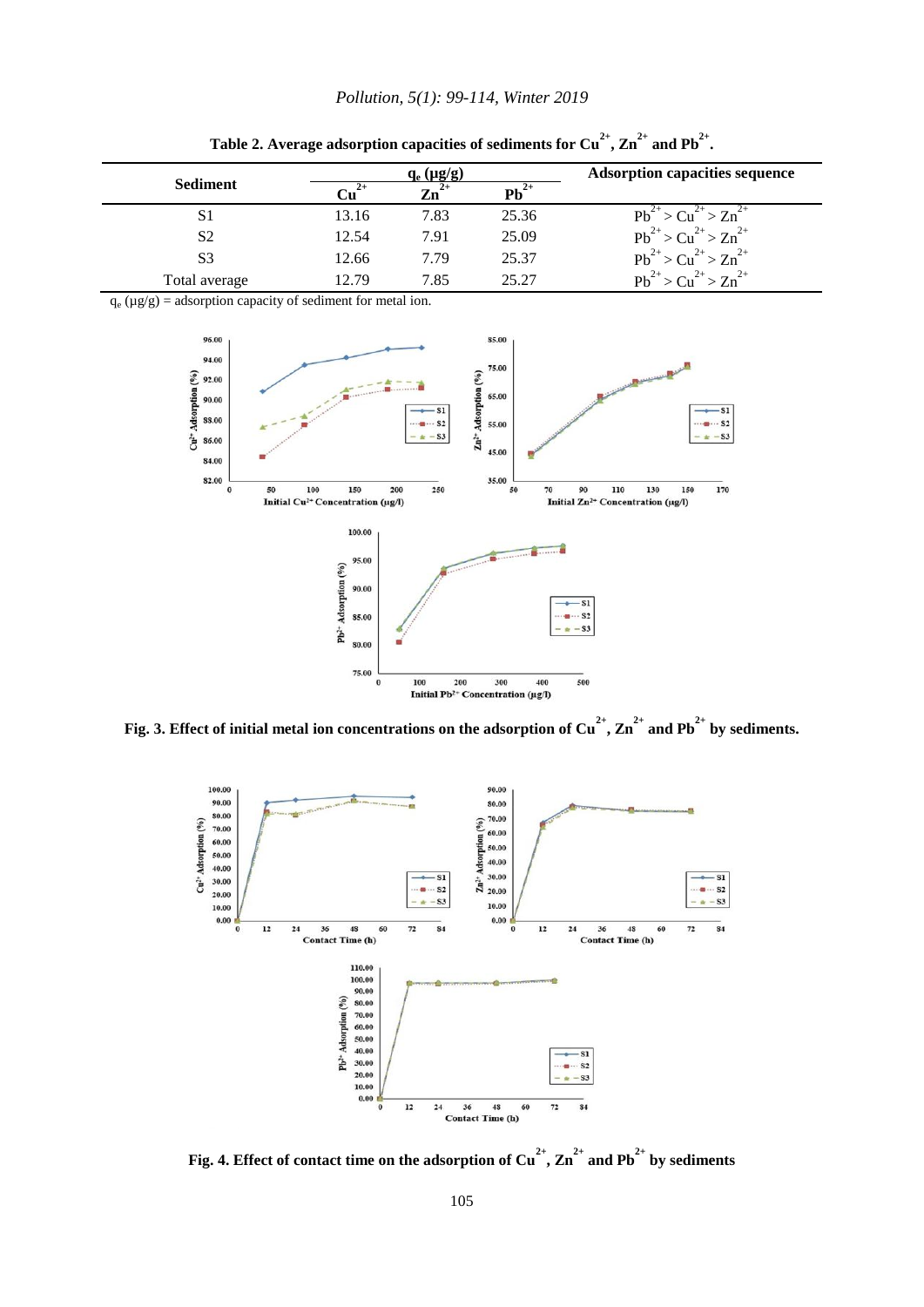**Table 2. Average adsorption capacities of sediments for $Cu^{2+}$, $Zn^{2+}$ and $Pb^{2+}$.**

| Sediment | $q_e$ (μg/g) | | | Adsorption capacities sequence |
|---|---|---|---|---|
| | $Cu^{2+}$ | $Zn^{2+}$ | $Pb^{2+}$ | |
| S1 | 13.16 | 7.83 | 25.36 | $Pb^{2+} > Cu^{2+} > Zn^{2+}$ |
| S2 | 12.54 | 7.91 | 25.09 | $Pb^{2+} > Cu^{2+} > Zn^{2+}$ |
| S3 | 12.66 | 7.79 | 25.37 | $Pb^{2+} > Cu^{2+} > Zn^{2+}$ |
| Total average | 12.79 | 7.85 | 25.27 | $Pb^{2+} > Cu^{2+} > Zn^{2+}$ |

$q_e$ (μg/g) = adsorption capacity of sediment for metal ion.

**Fig. 3. Effect of initial metal ion concentrations on the adsorption of $Cu^{2+}$, $Zn^{2+}$ and $Pb^{2+}$ by sediments.**

**Fig. 4. Effect of contact time on the adsorption of $Cu^{2+}$, $Zn^{2+}$ and $Pb^{2+}$ by sediments**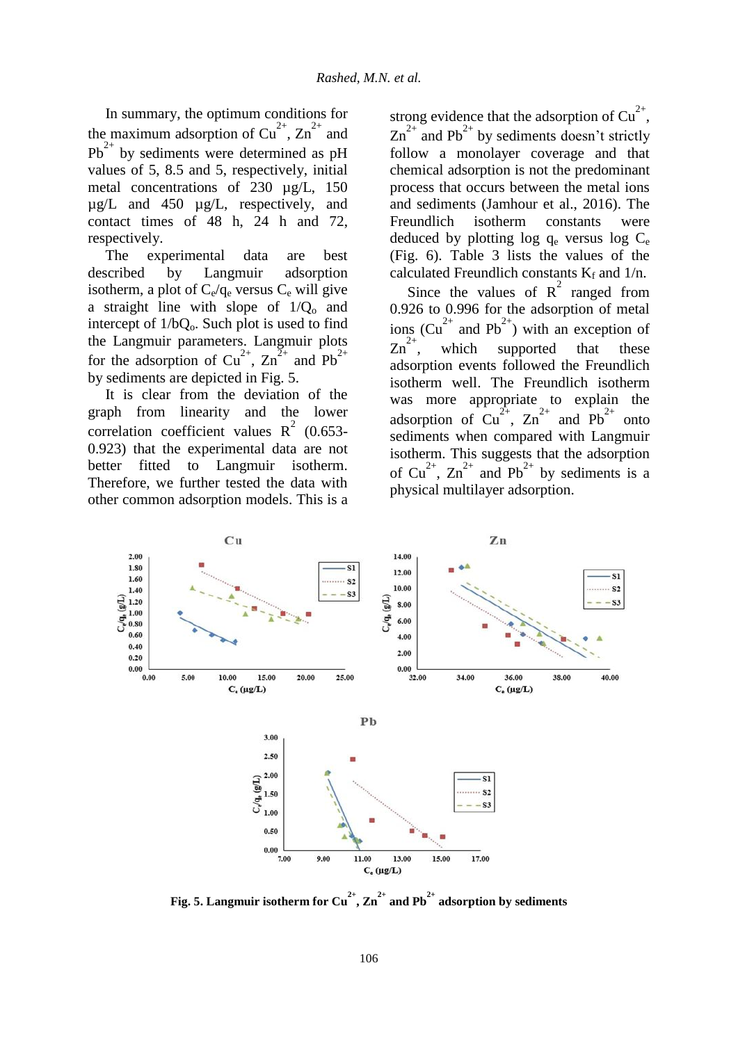In summary, the optimum conditions for the maximum adsorption of $Cu^{2+}$, $Zn^{2+}$ and $Pb^{2+}$ by sediments were determined as pH values of 5, 8.5 and 5, respectively, initial metal concentrations of 230 µg/L, 150 µg/L and 450 µg/L, respectively, and contact times of 48 h, 24 h and 72, respectively.

The experimental data are best described by Langmuir adsorption isotherm, a plot of $C_e/q_e$ versus $C_e$ will give a straight line with slope of $1/Q_o$ and intercept of $1/bQ_o$. Such plot is used to find the Langmuir parameters. Langmuir plots for the adsorption of $Cu^{2+}$, $Zn^{2+}$ and $Pb^{2+}$ by sediments are depicted in Fig. 5.

It is clear from the deviation of the graph from linearity and the lower correlation coefficient values $R^2$ (0.653-0.923) that the experimental data are not better fitted to Langmuir isotherm. Therefore, we further tested the data with other common adsorption models. This is a strong evidence that the adsorption of $Cu^{2+}$, $Zn^{2+}$ and $Pb^{2+}$ by sediments doesn't strictly follow a monolayer coverage and that chemical adsorption is not the predominant process that occurs between the metal ions and sediments (Jamhour et al., 2016). The Freundlich isotherm constants were deduced by plotting log $q_e$ versus log $C_e$ (Fig. 6). Table 3 lists the values of the calculated Freundlich constants $K_f$ and $1/n$.

Since the values of $R^2$ ranged from 0.926 to 0.996 for the adsorption of metal ions ($Cu^{2+}$ and $Pb^{2+}$) with an exception of $Zn^{2+}$, which supported that these adsorption events followed the Freundlich isotherm well. The Freundlich isotherm was more appropriate to explain the adsorption of $Cu^{2+}$, $Zn^{2+}$ and $Pb^{2+}$ onto sediments when compared with Langmuir isotherm. This suggests that the adsorption of $Cu^{2+}$, $Zn^{2+}$ and $Pb^{2+}$ by sediments is a physical multilayer adsorption.

**Fig. 5. Langmuir isotherm for $Cu^{2+}$, $Zn^{2+}$ and $Pb^{2+}$ adsorption by sediments**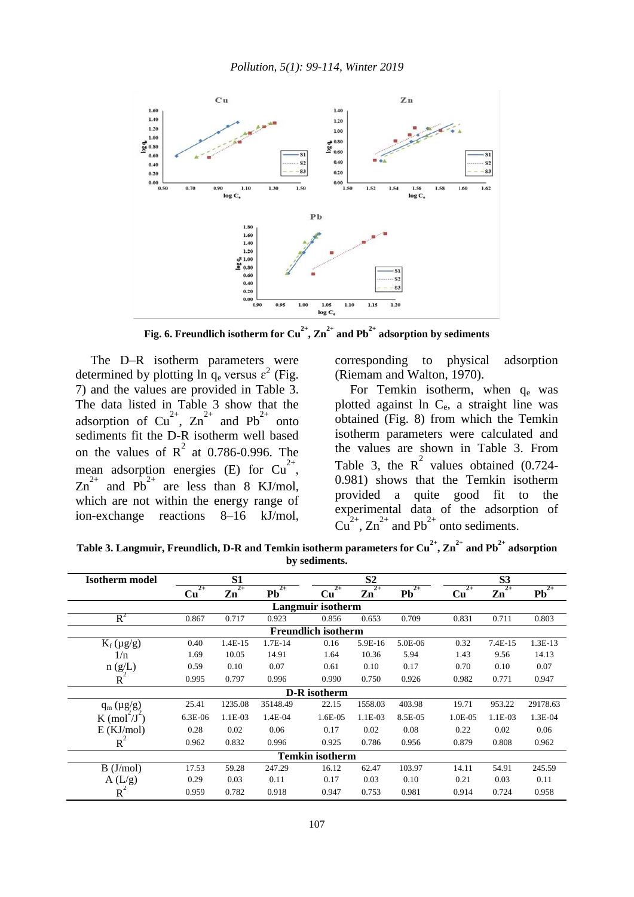Fig. 6. Freundlich isotherm for $Cu^{2+}$, $Zn^{2+}$ and $Pb^{2+}$ adsorption by sediments

The D–R isotherm parameters were determined by plotting ln $q_e$ versus $\varepsilon^2$ (Fig. 7) and the values are provided in Table 3. The data listed in Table 3 show that the adsorption of $Cu^{2+}$, $Zn^{2+}$ and $Pb^{2+}$ onto sediments fit the D-R isotherm well based on the values of $R^2$ at 0.786-0.996. The mean adsorption energies (E) for $Cu^{2+}$, $Zn^{2+}$ and $Pb^{2+}$ are less than 8 KJ/mol, which are not within the energy range of ion-exchange reactions 8–16 kJ/mol, corresponding to physical adsorption (Riemam and Walton, 1970).

For Temkin isotherm, when $q_e$ was plotted against ln $C_e$, a straight line was obtained (Fig. 8) from which the Temkin isotherm parameters were calculated and the values are shown in Table 3. From Table 3, the $R^2$ values obtained (0.724-0.981) shows that the Temkin isotherm provided a quite good fit to the experimental data of the adsorption of $Cu^{2+}$, $Zn^{2+}$ and $Pb^{2+}$ onto sediments.

**Table 3. Langmuir, Freundlich, D-R and Temkin isotherm parameters for $Cu^{2+}$, $Zn^{2+}$ and $Pb^{2+}$ adsorption by sediments.**

| Isotherm model | S1 | | | S2 | | | S3 | | |
|---|---|---|---|---|---|---|---|---|---|
| | $Cu^{2+}$ | $Zn^{2+}$ | $Pb^{2+}$ | $Cu^{2+}$ | $Zn^{2+}$ | $Pb^{2+}$ | $Cu^{2+}$ | $Zn^{2+}$ | $Pb^{2+}$ |
| **Langmuir isotherm** | | | | | | | | | |
| $R^2$ | 0.867 | 0.717 | 0.923 | 0.856 | 0.653 | 0.709 | 0.831 | 0.711 | 0.803 |
| **Freundlich isotherm** | | | | | | | | | |
| $K_f$ (µg/g) | 0.40 | 1.4E-15 | 1.7E-14 | 0.16 | 5.9E-16 | 5.0E-06 | 0.32 | 7.4E-15 | 1.3E-13 |
| 1/n | 1.69 | 10.05 | 14.91 | 1.64 | 10.36 | 5.94 | 1.43 | 9.56 | 14.13 |
| n (g/L) | 0.59 | 0.10 | 0.07 | 0.61 | 0.10 | 0.17 | 0.70 | 0.10 | 0.07 |
| $R^2$ | 0.995 | 0.797 | 0.996 | 0.990 | 0.750 | 0.926 | 0.982 | 0.771 | 0.947 |
| **D-R isotherm** | | | | | | | | | |
| $q_m$ (µg/g) | 25.41 | 1235.08 | 35148.49 | 22.15 | 1558.03 | 403.98 | 19.71 | 953.22 | 29178.63 |
| K ($mol^2/J^2$) | 6.3E-06 | 1.1E-03 | 1.4E-04 | 1.6E-05 | 1.1E-03 | 8.5E-05 | 1.0E-05 | 1.1E-03 | 1.3E-04 |
| E (KJ/mol) | 0.28 | 0.02 | 0.06 | 0.17 | 0.02 | 0.08 | 0.22 | 0.02 | 0.06 |
| $R^2$ | 0.962 | 0.832 | 0.996 | 0.925 | 0.786 | 0.956 | 0.879 | 0.808 | 0.962 |
| **Temkin isotherm** | | | | | | | | | |
| B (J/mol) | 17.53 | 59.28 | 247.29 | 16.12 | 62.47 | 103.97 | 14.11 | 54.91 | 245.59 |
| A (L/g) | 0.29 | 0.03 | 0.11 | 0.17 | 0.03 | 0.10 | 0.21 | 0.03 | 0.11 |
| $R^2$ | 0.959 | 0.782 | 0.918 | 0.947 | 0.753 | 0.981 | 0.914 | 0.724 | 0.958 |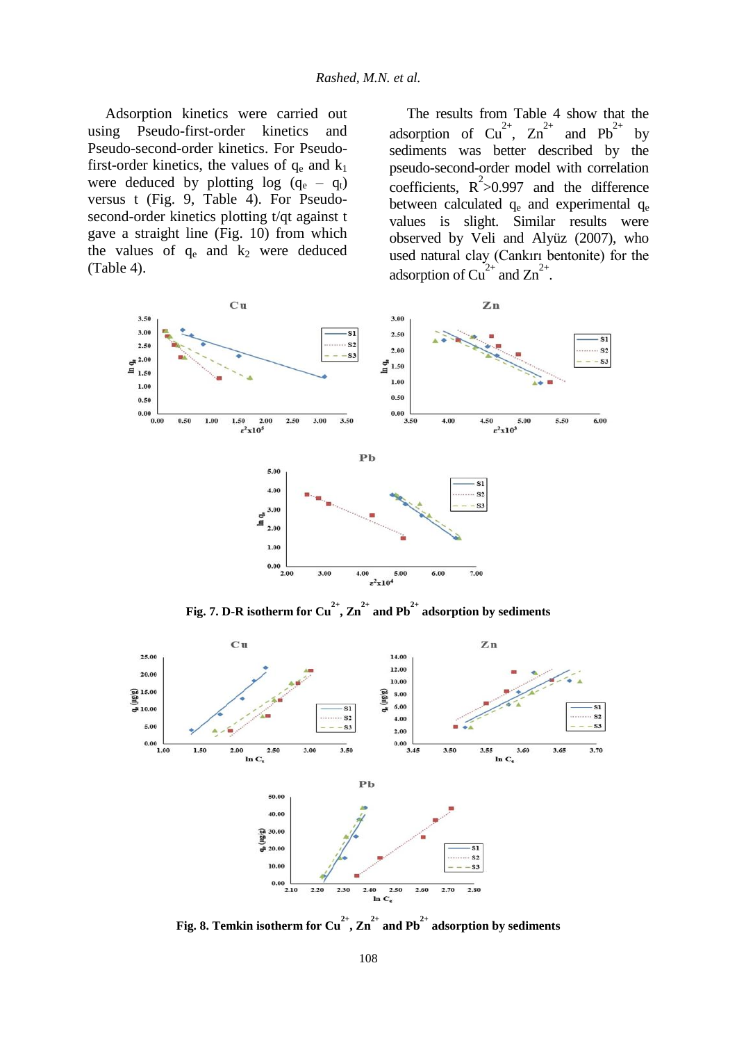Adsorption kinetics were carried out using Pseudo-first-order kinetics and Pseudo-second-order kinetics. For Pseudo-first-order kinetics, the values of $q_e$ and $k_1$ were deduced by plotting log ($q_e$ – $q_t$) versus t (Fig. 9, Table 4). For Pseudo-second-order kinetics plotting t/qt against t gave a straight line (Fig. 10) from which the values of $q_e$ and $k_2$ were deduced (Table 4).

The results from Table 4 show that the adsorption of $Cu^{2+}$, $Zn^{2+}$ and $Pb^{2+}$ by sediments was better described by the pseudo-second-order model with correlation coefficients, $R^2$>0.997 and the difference between calculated $q_e$ and experimental $q_e$ values is slight. Similar results were observed by Veli and Alyüz (2007), who used natural clay (Cankırı bentonite) for the adsorption of $Cu^{2+}$ and $Zn^{2+}$.

**Fig. 7. D-R isotherm for $Cu^{2+}$, $Zn^{2+}$ and $Pb^{2+}$ adsorption by sediments**

**Fig. 8. Temkin isotherm for $Cu^{2+}$, $Zn^{2+}$ and $Pb^{2+}$ adsorption by sediments**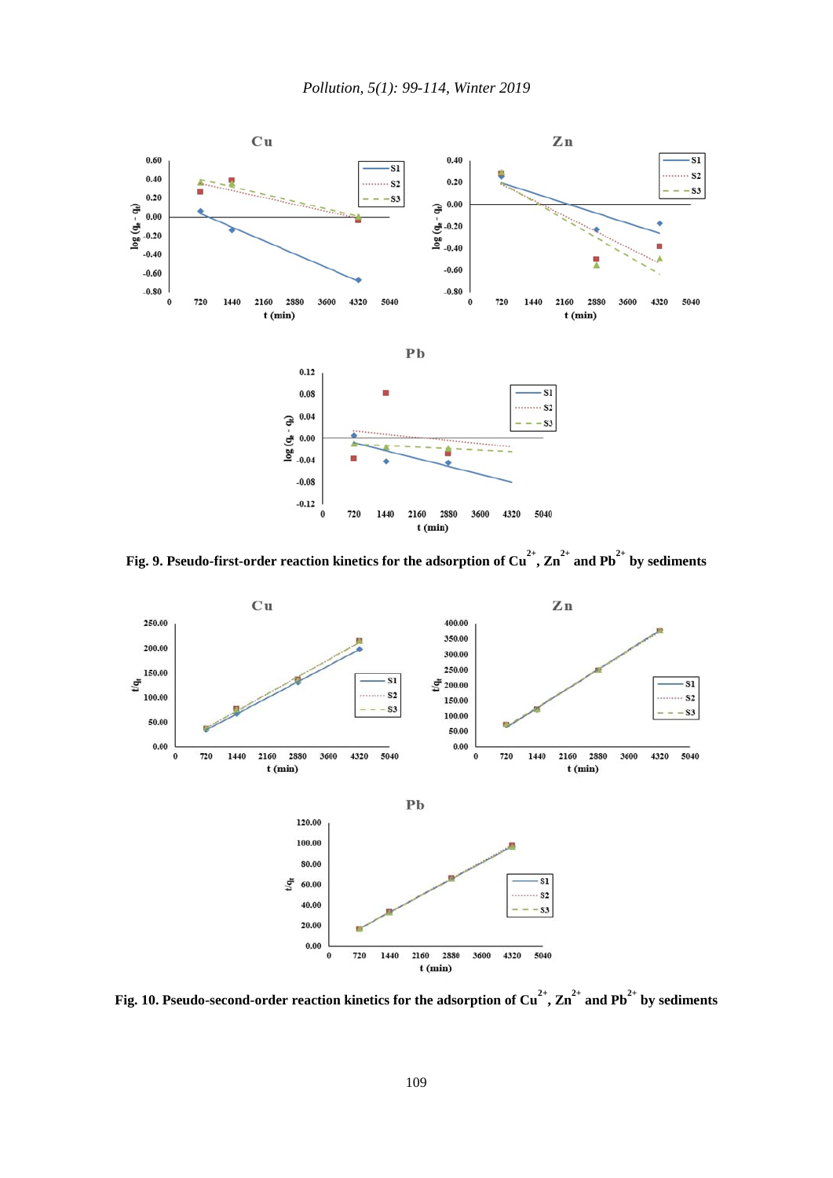Fig. 9. Pseudo-first-order reaction kinetics for the adsorption of $Cu^{2+}$, $Zn^{2+}$ and $Pb^{2+}$ by sediments

Fig. 10. Pseudo-second-order reaction kinetics for the adsorption of $Cu^{2+}$, $Zn^{2+}$ and $Pb^{2+}$ by sediments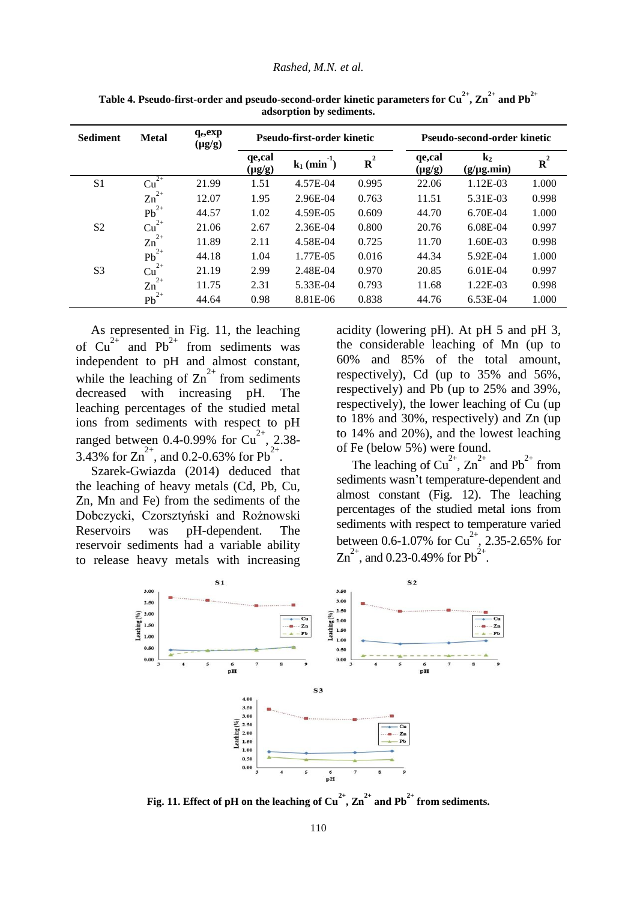**Table 4. Pseudo-first-order and pseudo-second-order kinetic parameters for $Cu^{2+}$, $Zn^{2+}$ and $Pb^{2+}$ adsorption by sediments.**

| Sediment | Metal | $q_e$,exp (μg/g) | Pseudo-first-order kinetic | | | Pseudo-second-order kinetic | | |
|---|---|---|---|---|---|---|---|---|
| | | | qe,cal (μg/g) | $k_1$ ($min^{-1}$) | $R^2$ | qe,cal (μg/g) | $k_2$ (g/μg.min) | $R^2$ |
| S1 | $Cu^{2+}$ | 21.99 | 1.51 | 4.57E-04 | 0.995 | 22.06 | 1.12E-03 | 1.000 |
| | $Zn^{2+}$ | 12.07 | 1.95 | 2.96E-04 | 0.763 | 11.51 | 5.31E-03 | 0.998 |
| | $Pb^{2+}$ | 44.57 | 1.02 | 4.59E-05 | 0.609 | 44.70 | 6.70E-04 | 1.000 |
| S2 | $Cu^{2+}$ | 21.06 | 2.67 | 2.36E-04 | 0.800 | 20.76 | 6.08E-04 | 0.997 |
| | $Zn^{2+}$ | 11.89 | 2.11 | 4.58E-04 | 0.725 | 11.70 | 1.60E-03 | 0.998 |
| | $Pb^{2+}$ | 44.18 | 1.04 | 1.77E-05 | 0.016 | 44.34 | 5.92E-04 | 1.000 |
| S3 | $Cu^{2+}$ | 21.19 | 2.99 | 2.48E-04 | 0.970 | 20.85 | 6.01E-04 | 0.997 |
| | $Zn^{2+}$ | 11.75 | 2.31 | 5.33E-04 | 0.793 | 11.68 | 1.22E-03 | 0.998 |
| | $Pb^{2+}$ | 44.64 | 0.98 | 8.81E-06 | 0.838 | 44.76 | 6.53E-04 | 1.000 |

As represented in Fig. 11, the leaching of $Cu^{2+}$ and $Pb^{2+}$ from sediments was independent to pH and almost constant, while the leaching of $Zn^{2+}$ from sediments decreased with increasing pH. The leaching percentages of the studied metal ions from sediments with respect to pH ranged between 0.4-0.99% for $Cu^{2+}$, 2.38-3.43% for $Zn^{2+}$, and 0.2-0.63% for $Pb^{2+}$.

Szarek-Gwiazda (2014) deduced that the leaching of heavy metals (Cd, Pb, Cu, Zn, Mn and Fe) from the sediments of the Dobczycki, Czorsztyński and Rożnowski Reservoirs was pH-dependent. The reservoir sediments had a variable ability to release heavy metals with increasing acidity (lowering pH). At pH 5 and pH 3, the considerable leaching of Mn (up to 60% and 85% of the total amount, respectively), Cd (up to 35% and 56%, respectively) and Pb (up to 25% and 39%, respectively), the lower leaching of Cu (up to 18% and 30%, respectively) and Zn (up to 14% and 20%), and the lowest leaching of Fe (below 5%) were found.

The leaching of $Cu^{2+}$, $Zn^{2+}$ and $Pb^{2+}$ from sediments wasn't temperature-dependent and almost constant (Fig. 12). The leaching percentages of the studied metal ions from sediments with respect to temperature varied between 0.6-1.07% for $Cu^{2+}$, 2.35-2.65% for $Zn^{2+}$, and 0.23-0.49% for $Pb^{2+}$.

**Fig. 11. Effect of pH on the leaching of $Cu^{2+}$, $Zn^{2+}$ and $Pb^{2+}$ from sediments.**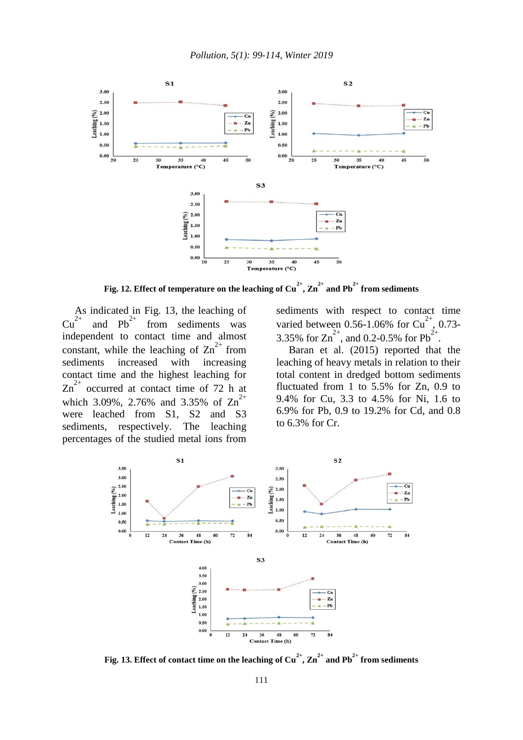Fig. 12. Effect of temperature on the leaching of $Cu^{2+}$, $Zn^{2+}$ and $Pb^{2+}$ from sediments

As indicated in Fig. 13, the leaching of $Cu^{2+}$ and $Pb^{2+}$ from sediments was independent to contact time and almost constant, while the leaching of $Zn^{2+}$ from sediments increased with increasing contact time and the highest leaching for $Zn^{2+}$ occurred at contact time of 72 h at which 3.09%, 2.76% and 3.35% of $Zn^{2+}$ were leached from S1, S2 and S3 sediments, respectively. The leaching percentages of the studied metal ions from sediments with respect to contact time varied between 0.56-1.06% for $Cu^{2+}$, 0.73-3.35% for $Zn^{2+}$, and 0.2-0.5% for $Pb^{2+}$.

Baran et al. (2015) reported that the leaching of heavy metals in relation to their total content in dredged bottom sediments fluctuated from 1 to 5.5% for Zn, 0.9 to 9.4% for Cu, 3.3 to 4.5% for Ni, 1.6 to 6.9% for Pb, 0.9 to 19.2% for Cd, and 0.8 to 6.3% for Cr.

Fig. 13. Effect of contact time on the leaching of $Cu^{2+}$, $Zn^{2+}$ and $Pb^{2+}$ from sediments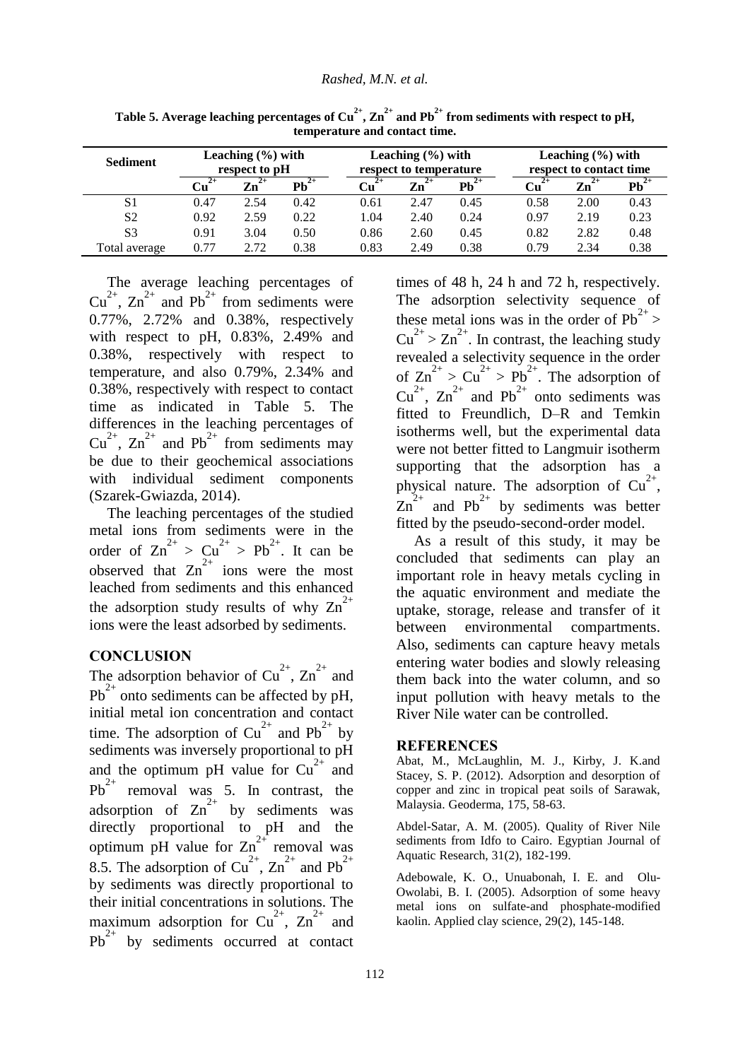**Table 5. Average leaching percentages of $Cu^{2+}$, $Zn^{2+}$ and $Pb^{2+}$ from sediments with respect to pH, temperature and contact time.**

| Sediment | Leaching (%) with respect to pH | | | Leaching (%) with respect to temperature | | | Leaching (%) with respect to contact time | | |
|---|---|---|---|---|---|---|---|---|---|
| | $Cu^{2+}$ | $Zn^{2+}$ | $Pb^{2+}$ | $Cu^{2+}$ | $Zn^{2+}$ | $Pb^{2+}$ | $Cu^{2+}$ | $Zn^{2+}$ | $Pb^{2+}$ |
| S1 | 0.47 | 2.54 | 0.42 | 0.61 | 2.47 | 0.45 | 0.58 | 2.00 | 0.43 |
| S2 | 0.92 | 2.59 | 0.22 | 1.04 | 2.40 | 0.24 | 0.97 | 2.19 | 0.23 |
| S3 | 0.91 | 3.04 | 0.50 | 0.86 | 2.60 | 0.45 | 0.82 | 2.82 | 0.48 |
| Total average | 0.77 | 2.72 | 0.38 | 0.83 | 2.49 | 0.38 | 0.79 | 2.34 | 0.38 |

The average leaching percentages of $Cu^{2+}$, $Zn^{2+}$ and $Pb^{2+}$ from sediments were 0.77%, 2.72% and 0.38%, respectively with respect to pH, 0.83%, 2.49% and 0.38%, respectively with respect to temperature, and also 0.79%, 2.34% and 0.38%, respectively with respect to contact time as indicated in Table 5. The differences in the leaching percentages of $Cu^{2+}$, $Zn^{2+}$ and $Pb^{2+}$ from sediments may be due to their geochemical associations with individual sediment components (Szarek-Gwiazda, 2014).

The leaching percentages of the studied metal ions from sediments were in the order of $Zn^{2+} > Cu^{2+} > Pb^{2+}$. It can be observed that $Zn^{2+}$ ions were the most leached from sediments and this enhanced the adsorption study results of why $Zn^{2+}$ ions were the least adsorbed by sediments.

## CONCLUSION

The adsorption behavior of $Cu^{2+}$, $Zn^{2+}$ and $Pb^{2+}$ onto sediments can be affected by pH, initial metal ion concentration and contact time. The adsorption of $Cu^{2+}$ and $Pb^{2+}$ by sediments was inversely proportional to pH and the optimum pH value for $Cu^{2+}$ and $Pb^{2+}$ removal was 5. In contrast, the adsorption of $Zn^{2+}$ by sediments was directly proportional to pH and the optimum pH value for $Zn^{2+}$ removal was 8.5. The adsorption of $Cu^{2+}$, $Zn^{2+}$ and $Pb^{2+}$ by sediments was directly proportional to their initial concentrations in solutions. The maximum adsorption for $Cu^{2+}$, $Zn^{2+}$ and $Pb^{2+}$ by sediments occurred at contact times of 48 h, 24 h and 72 h, respectively. The adsorption selectivity sequence of these metal ions was in the order of $Pb^{2+} > Cu^{2+} > Zn^{2+}$. In contrast, the leaching study revealed a selectivity sequence in the order of $Zn^{2+} > Cu^{2+} > Pb^{2+}$. The adsorption of $Cu^{2+}$, $Zn^{2+}$ and $Pb^{2+}$ onto sediments was fitted to Freundlich, D–R and Temkin isotherms well, but the experimental data were not better fitted to Langmuir isotherm supporting that the adsorption has a physical nature. The adsorption of $Cu^{2+}$, $Zn^{2+}$ and $Pb^{2+}$ by sediments was better fitted by the pseudo-second-order model.

As a result of this study, it may be concluded that sediments can play an important role in heavy metals cycling in the aquatic environment and mediate the uptake, storage, release and transfer of it between environmental compartments. Also, sediments can capture heavy metals entering water bodies and slowly releasing them back into the water column, and so input pollution with heavy metals to the River Nile water can be controlled.

## REFERENCES

Abat, M., McLaughlin, M. J., Kirby, J. K.and Stacey, S. P. (2012). Adsorption and desorption of copper and zinc in tropical peat soils of Sarawak, Malaysia. Geoderma, 175, 58-63.

Abdel-Satar, A. M. (2005). Quality of River Nile sediments from Idfo to Cairo. Egyptian Journal of Aquatic Research, 31(2), 182-199.

Adebowale, K. O., Unuabonah, I. E. and Olu-Owolabi, B. I. (2005). Adsorption of some heavy metal ions on sulfate-and phosphate-modified kaolin. Applied clay science, 29(2), 145-148.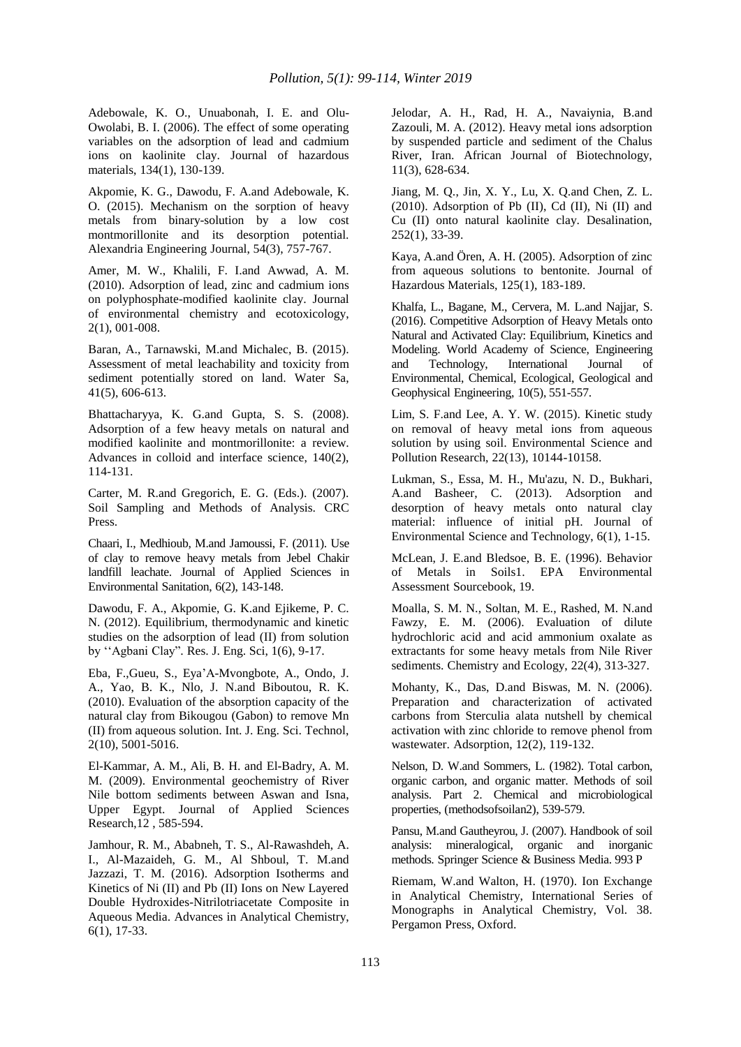Adebowale, K. O., Unuabonah, I. E. and Olu-Owolabi, B. I. (2006). The effect of some operating variables on the adsorption of lead and cadmium ions on kaolinite clay. Journal of hazardous materials, 134(1), 130-139.

Akpomie, K. G., Dawodu, F. A.and Adebowale, K. O. (2015). Mechanism on the sorption of heavy metals from binary-solution by a low cost montmorillonite and its desorption potential. Alexandria Engineering Journal, 54(3), 757-767.

Amer, M. W., Khalili, F. I.and Awwad, A. M. (2010). Adsorption of lead, zinc and cadmium ions on polyphosphate-modified kaolinite clay. Journal of environmental chemistry and ecotoxicology, 2(1), 001-008.

Baran, A., Tarnawski, M.and Michalec, B. (2015). Assessment of metal leachability and toxicity from sediment potentially stored on land. Water Sa, 41(5), 606-613.

Bhattacharyya, K. G.and Gupta, S. S. (2008). Adsorption of a few heavy metals on natural and modified kaolinite and montmorillonite: a review. Advances in colloid and interface science, 140(2), 114-131.

Carter, M. R.and Gregorich, E. G. (Eds.). (2007). Soil Sampling and Methods of Analysis. CRC Press.

Chaari, I., Medhioub, M.and Jamoussi, F. (2011). Use of clay to remove heavy metals from Jebel Chakir landfill leachate. Journal of Applied Sciences in Environmental Sanitation, 6(2), 143-148.

Dawodu, F. A., Akpomie, G. K.and Ejikeme, P. C. N. (2012). Equilibrium, thermodynamic and kinetic studies on the adsorption of lead (II) from solution by ''Agbani Clay". Res. J. Eng. Sci, 1(6), 9-17.

Eba, F.,Gueu, S., Eya'A-Mvongbote, A., Ondo, J. A., Yao, B. K., Nlo, J. N.and Biboutou, R. K. (2010). Evaluation of the absorption capacity of the natural clay from Bikougou (Gabon) to remove Mn (II) from aqueous solution. Int. J. Eng. Sci. Technol, 2(10), 5001-5016.

El-Kammar, A. M., Ali, B. H. and El-Badry, A. M. M. (2009). Environmental geochemistry of River Nile bottom sediments between Aswan and Isna, Upper Egypt. Journal of Applied Sciences Research,12 , 585-594.

Jamhour, R. M., Ababneh, T. S., Al-Rawashdeh, A. I., Al-Mazaideh, G. M., Al Shboul, T. M.and Jazzazi, T. M. (2016). Adsorption Isotherms and Kinetics of Ni (II) and Pb (II) Ions on New Layered Double Hydroxides-Nitrilotriacetate Composite in Aqueous Media. Advances in Analytical Chemistry, 6(1), 17-33.

Jelodar, A. H., Rad, H. A., Navaiynia, B.and Zazouli, M. A. (2012). Heavy metal ions adsorption by suspended particle and sediment of the Chalus River, Iran. African Journal of Biotechnology, 11(3), 628-634.

Jiang, M. Q., Jin, X. Y., Lu, X. Q.and Chen, Z. L. (2010). Adsorption of Pb (II), Cd (II), Ni (II) and Cu (II) onto natural kaolinite clay. Desalination, 252(1), 33-39.

Kaya, A.and Ören, A. H. (2005). Adsorption of zinc from aqueous solutions to bentonite. Journal of Hazardous Materials, 125(1), 183-189.

Khalfa, L., Bagane, M., Cervera, M. L.and Najjar, S. (2016). Competitive Adsorption of Heavy Metals onto Natural and Activated Clay: Equilibrium, Kinetics and Modeling. World Academy of Science, Engineering and Technology, International Journal of Environmental, Chemical, Ecological, Geological and Geophysical Engineering, 10(5), 551-557.

Lim, S. F.and Lee, A. Y. W. (2015). Kinetic study on removal of heavy metal ions from aqueous solution by using soil. Environmental Science and Pollution Research, 22(13), 10144-10158.

Lukman, S., Essa, M. H., Mu'azu, N. D., Bukhari, A.and Basheer, C. (2013). Adsorption and desorption of heavy metals onto natural clay material: influence of initial pH. Journal of Environmental Science and Technology, 6(1), 1-15.

McLean, J. E.and Bledsoe, B. E. (1996). Behavior of Metals in Soils1. EPA Environmental Assessment Sourcebook, 19.

Moalla, S. M. N., Soltan, M. E., Rashed, M. N.and Fawzy, E. M. (2006). Evaluation of dilute hydrochloric acid and acid ammonium oxalate as extractants for some heavy metals from Nile River sediments. Chemistry and Ecology, 22(4), 313-327.

Mohanty, K., Das, D.and Biswas, M. N. (2006). Preparation and characterization of activated carbons from Sterculia alata nutshell by chemical activation with zinc chloride to remove phenol from wastewater. Adsorption, 12(2), 119-132.

Nelson, D. W.and Sommers, L. (1982). Total carbon, organic carbon, and organic matter. Methods of soil analysis. Part 2. Chemical and microbiological properties, (methodsofsoilan2), 539-579.

Pansu, M.and Gautheyrou, J. (2007). Handbook of soil analysis: mineralogical, organic and inorganic methods. Springer Science & Business Media. 993 P

Riemam, W.and Walton, H. (1970). Ion Exchange in Analytical Chemistry, International Series of Monographs in Analytical Chemistry, Vol. 38. Pergamon Press, Oxford.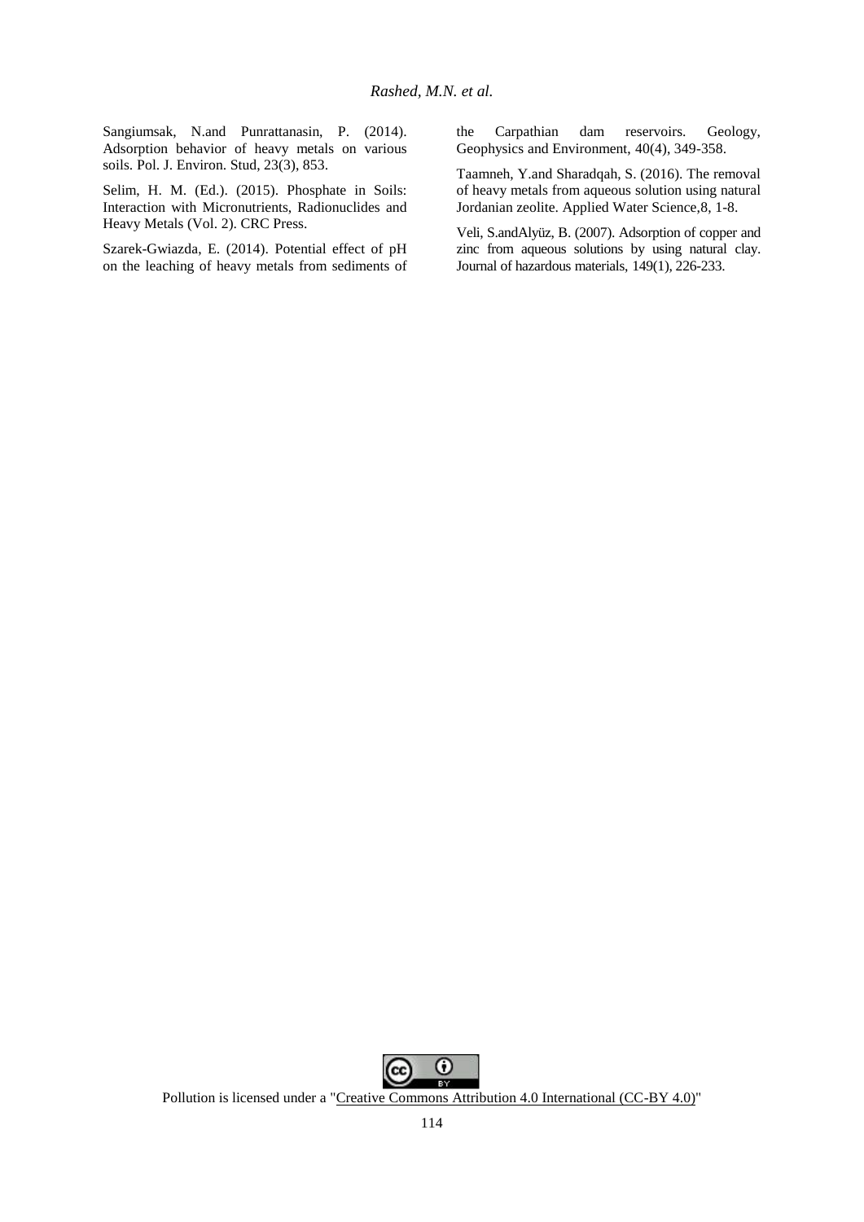Sangiumsak, N.and Punrattanasin, P. (2014). Adsorption behavior of heavy metals on various soils. Pol. J. Environ. Stud, 23(3), 853.

Selim, H. M. (Ed.). (2015). Phosphate in Soils: Interaction with Micronutrients, Radionuclides and Heavy Metals (Vol. 2). CRC Press.

Szarek-Gwiazda, E. (2014). Potential effect of pH on the leaching of heavy metals from sediments of the Carpathian dam reservoirs. Geology, Geophysics and Environment, 40(4), 349-358.

Taamneh, Y.and Sharadqah, S. (2016). The removal of heavy metals from aqueous solution using natural Jordanian zeolite. Applied Water Science,8, 1-8.

Veli, S.andAlyüz, B. (2007). Adsorption of copper and zinc from aqueous solutions by using natural clay. Journal of hazardous materials, 149(1), 226-233.

Pollution is licensed under a "Creative Commons Attribution 4.0 International (CC-BY 4.0)"